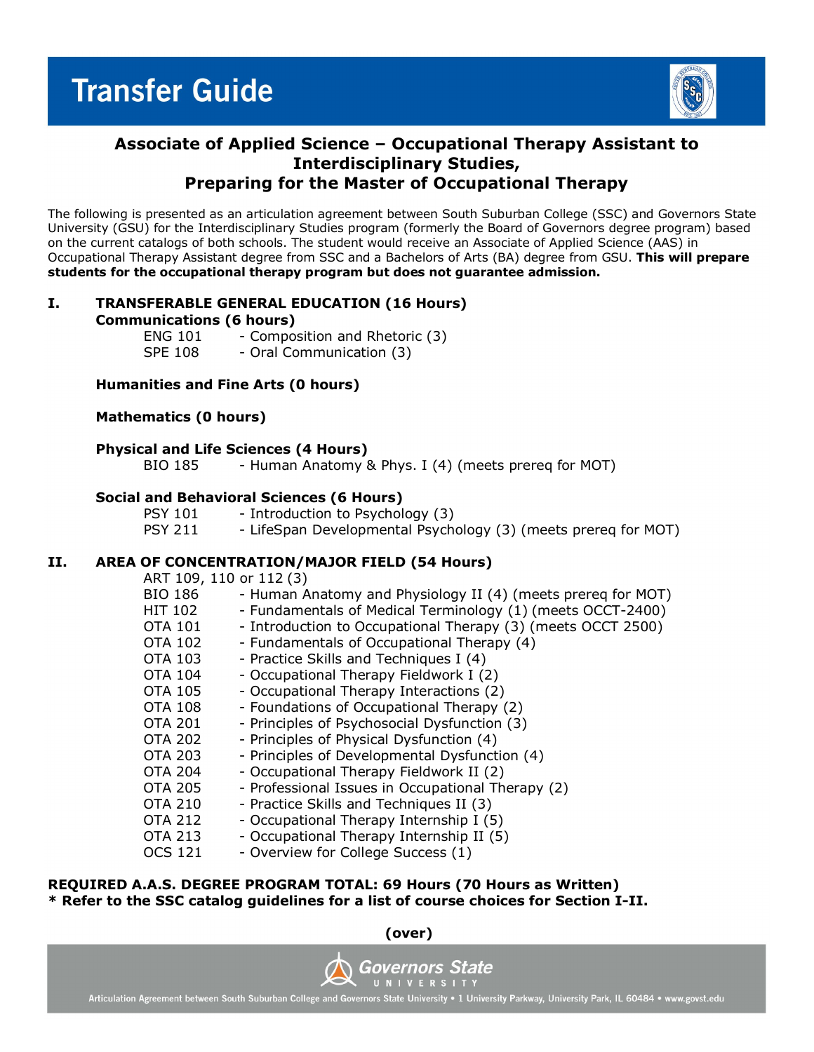# Transfer Guide

## Associate of Applied Science – Occupational Therapy Assistant to Interdisciplinary Studies, Preparing for the Master of Occupational Therapy

The following is presented as an articulation agreement between South Suburban College (SSC) and Governors State University (GSU) for the Interdisciplinary Studies program (formerly the Board of Governors degree program) based on the current catalogs of both schools. The student would receive an Associate of Applied Science (AAS) in Occupational Therapy Assistant degree from SSC and a Bachelors of Arts (BA) degree from GSU. **This will prepare students for the occupational therapy program but does not guarantee admission.**

### I. TRANSFERABLE GENERAL EDUCATION (16 Hours)

**Communications (6 hours)**

- ENG 101 - Composition and Rhetoric (3)
- SPE 108 - Oral Communication (3)

**Humanities and Fine Arts (0 hours)**

**Mathematics (0 hours)**

**Physical and Life Sciences (4 Hours)**

- BIO 185 - Human Anatomy & Phys. I (4) (meets prereq for MOT)

**Social and Behavioral Sciences (6 Hours)**

- PSY 101 - Introduction to Psychology (3)
- PSY 211 - LifeSpan Developmental Psychology (3) (meets prereq for MOT)

### II. AREA OF CONCENTRATION/MAJOR FIELD (54 Hours)

- ART 109, 110 or 112 (3)
- BIO 186 - Human Anatomy and Physiology II (4) (meets prereq for MOT)
- HIT 102 - Fundamentals of Medical Terminology (1) (meets OCCT-2400)
- OTA 101 - Introduction to Occupational Therapy (3) (meets OCCT 2500)
- OTA 102 - Fundamentals of Occupational Therapy (4)
- OTA 103 - Practice Skills and Techniques I (4)
- OTA 104 - Occupational Therapy Fieldwork I (2)
- OTA 105 - Occupational Therapy Interactions (2)
- OTA 108 - Foundations of Occupational Therapy (2)
- OTA 201 - Principles of Psychosocial Dysfunction (3)
- OTA 202 - Principles of Physical Dysfunction (4)
- OTA 203 - Principles of Developmental Dysfunction (4)
- OTA 204 - Occupational Therapy Fieldwork II (2)
- OTA 205 - Professional Issues in Occupational Therapy (2)
- OTA 210 - Practice Skills and Techniques II (3)
- OTA 212 - Occupational Therapy Internship I (5)
- OTA 213 - Occupational Therapy Internship II (5)
- OCS 121 - Overview for College Success (1)

**REQUIRED A.A.S. DEGREE PROGRAM TOTAL: 69 Hours (70 Hours as Written)**

**\* Refer to the SSC catalog guidelines for a list of course choices for Section I-II.**

**(over)**

Governors State University

Articulation Agreement between South Suburban College and Governors State University • 1 University Parkway, University Park, IL 60484 • www.govst.edu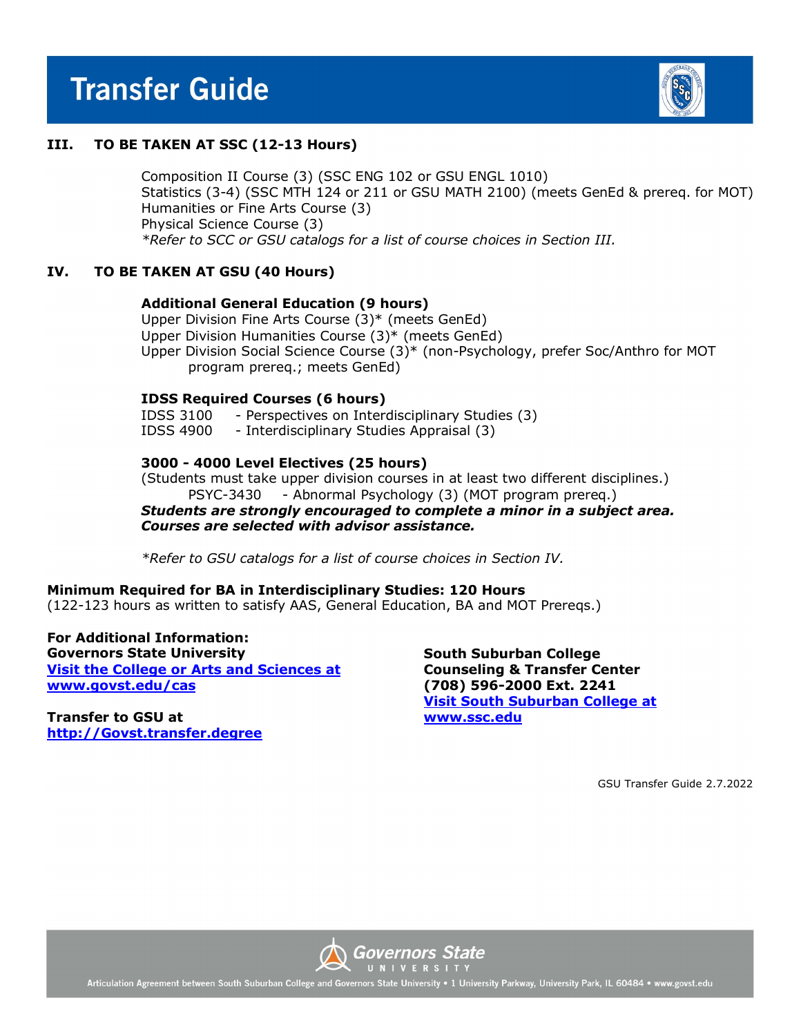# Transfer Guide

## III. TO BE TAKEN AT SSC (12-13 Hours)

Composition II Course (3) (SSC ENG 102 or GSU ENGL 1010)
Statistics (3-4) (SSC MTH 124 or 211 or GSU MATH 2100) (meets GenEd & prereq. for MOT)
Humanities or Fine Arts Course (3)
Physical Science Course (3)
*\*Refer to SCC or GSU catalogs for a list of course choices in Section III.*

## IV. TO BE TAKEN AT GSU (40 Hours)

**Additional General Education (9 hours)**
Upper Division Fine Arts Course (3)* (meets GenEd)
Upper Division Humanities Course (3)* (meets GenEd)
Upper Division Social Science Course (3)* (non-Psychology, prefer Soc/Anthro for MOT program prereq.; meets GenEd)

**IDSS Required Courses (6 hours)**
IDSS 3100 - Perspectives on Interdisciplinary Studies (3)
IDSS 4900 - Interdisciplinary Studies Appraisal (3)

**3000 - 4000 Level Electives (25 hours)**
(Students must take upper division courses in at least two different disciplines.)
PSYC-3430 - Abnormal Psychology (3) (MOT program prereq.)
***Students are strongly encouraged to complete a minor in a subject area. Courses are selected with advisor assistance.***

*\*Refer to GSU catalogs for a list of course choices in Section IV.*

**Minimum Required for BA in Interdisciplinary Studies: 120 Hours**
(122-123 hours as written to satisfy AAS, General Education, BA and MOT Prereqs.)

**For Additional Information:**
**Governors State University**
[**Visit the College or Arts and Sciences at www.govst.edu/cas**](http://www.govst.edu/cas)

**Transfer to GSU at**
[**http://Govst.transfer.degree**](http://Govst.transfer.degree)

**South Suburban College**
**Counseling & Transfer Center**
**(708) 596-2000 Ext. 2241**
[**Visit South Suburban College at www.ssc.edu**](http://www.ssc.edu)

GSU Transfer Guide 2.7.2022

Governors State University

Articulation Agreement between South Suburban College and Governors State University • 1 University Parkway, University Park, IL 60484 • www.govst.edu